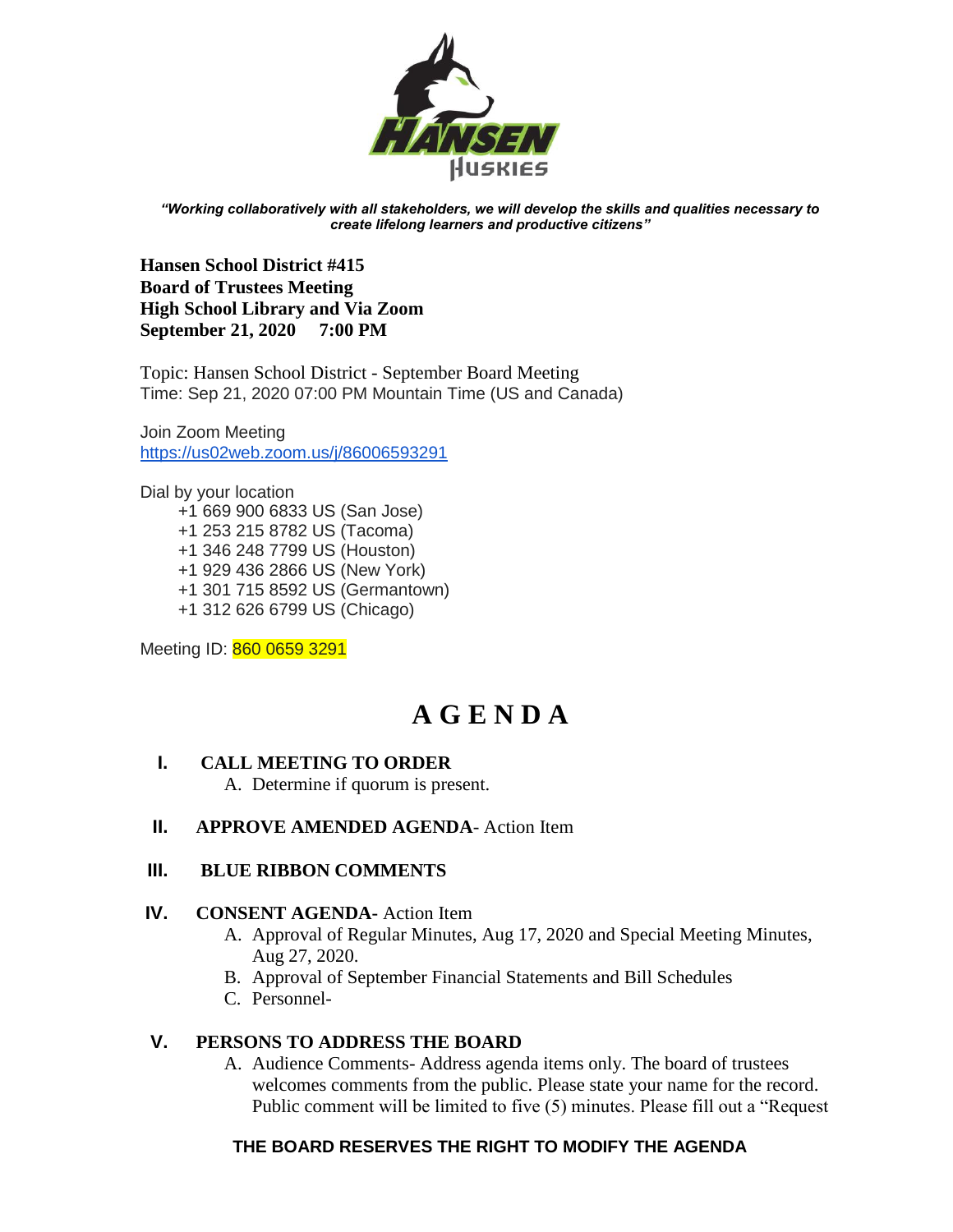*"Working collaboratively with all stakeholders, we will develop the skills and qualities necessary to create lifelong learners and productive citizens"*

**Hansen School District #415**
**Board of Trustees Meeting**
**High School Library and Via Zoom**
**September 21, 2020 7:00 PM**

Topic: Hansen School District - September Board Meeting
Time: Sep 21, 2020 07:00 PM Mountain Time (US and Canada)

Join Zoom Meeting
https://us02web.zoom.us/j/86006593291

Dial by your location
+1 669 900 6833 US (San Jose)
+1 253 215 8782 US (Tacoma)
+1 346 248 7799 US (Houston)
+1 929 436 2866 US (New York)
+1 301 715 8592 US (Germantown)
+1 312 626 6799 US (Chicago)

Meeting ID: 860 0659 3291

# A G E N D A

**I. CALL MEETING TO ORDER**
   A. Determine if quorum is present.

**II. APPROVE AMENDED AGENDA**- Action Item

**III. BLUE RIBBON COMMENTS**

**IV. CONSENT AGENDA**- Action Item
   A. Approval of Regular Minutes, Aug 17, 2020 and Special Meeting Minutes, Aug 27, 2020.
   B. Approval of September Financial Statements and Bill Schedules
   C. Personnel-

**V. PERSONS TO ADDRESS THE BOARD**
   A. Audience Comments- Address agenda items only. The board of trustees welcomes comments from the public. Please state your name for the record. Public comment will be limited to five (5) minutes. Please fill out a "Request

**THE BOARD RESERVES THE RIGHT TO MODIFY THE AGENDA**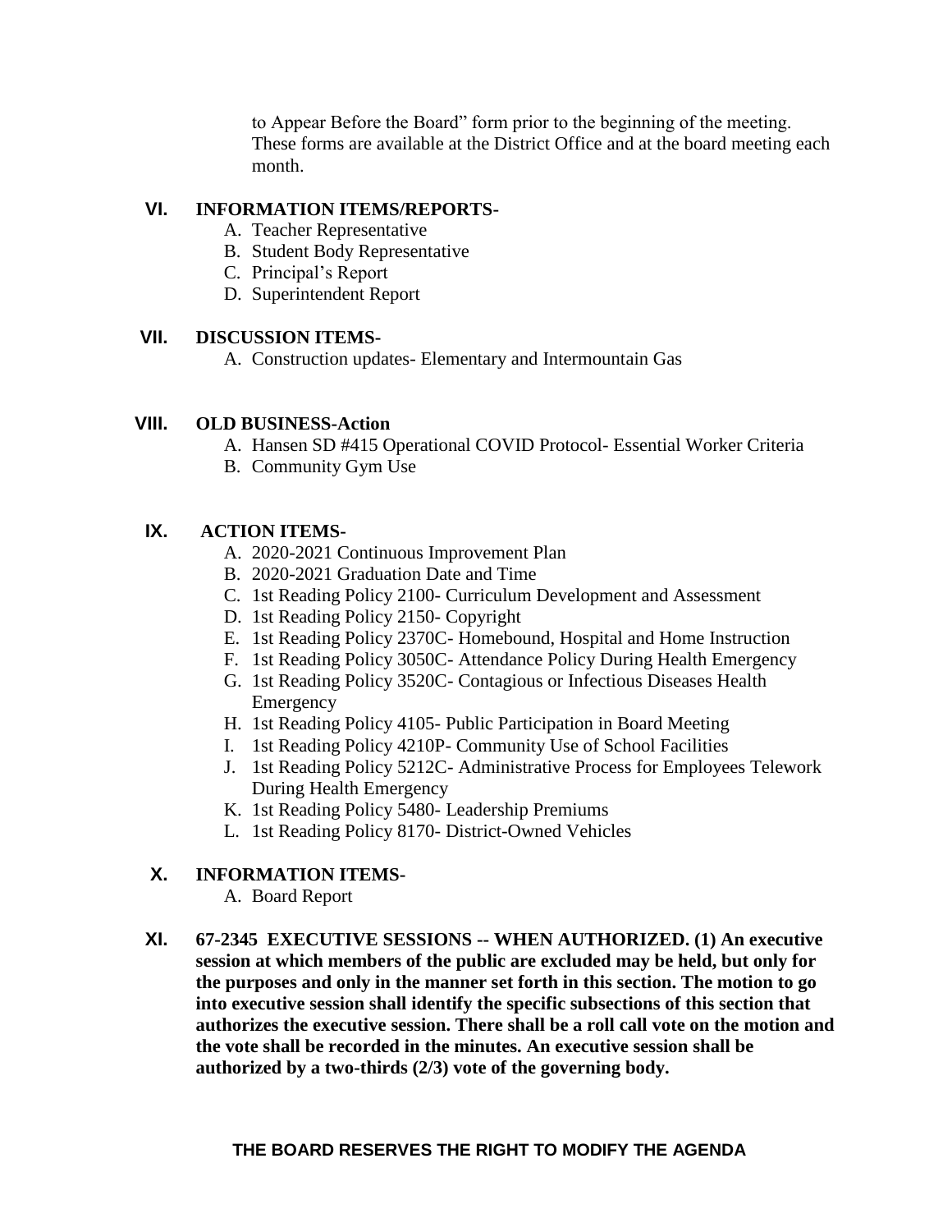to Appear Before the Board" form prior to the beginning of the meeting. These forms are available at the District Office and at the board meeting each month.

**VI. INFORMATION ITEMS/REPORTS-**

A. Teacher Representative
B. Student Body Representative
C. Principal's Report
D. Superintendent Report

**VII. DISCUSSION ITEMS-**

A. Construction updates- Elementary and Intermountain Gas

**VIII. OLD BUSINESS-Action**

A. Hansen SD #415 Operational COVID Protocol- Essential Worker Criteria
B. Community Gym Use

**IX. ACTION ITEMS-**

A. 2020-2021 Continuous Improvement Plan
B. 2020-2021 Graduation Date and Time
C. 1st Reading Policy 2100- Curriculum Development and Assessment
D. 1st Reading Policy 2150- Copyright
E. 1st Reading Policy 2370C- Homebound, Hospital and Home Instruction
F. 1st Reading Policy 3050C- Attendance Policy During Health Emergency
G. 1st Reading Policy 3520C- Contagious or Infectious Diseases Health Emergency
H. 1st Reading Policy 4105- Public Participation in Board Meeting
I. 1st Reading Policy 4210P- Community Use of School Facilities
J. 1st Reading Policy 5212C- Administrative Process for Employees Telework During Health Emergency
K. 1st Reading Policy 5480- Leadership Premiums
L. 1st Reading Policy 8170- District-Owned Vehicles

**X. INFORMATION ITEMS-**

A. Board Report

**XI. 67-2345 EXECUTIVE SESSIONS -- WHEN AUTHORIZED. (1) An executive session at which members of the public are excluded may be held, but only for the purposes and only in the manner set forth in this section. The motion to go into executive session shall identify the specific subsections of this section that authorizes the executive session. There shall be a roll call vote on the motion and the vote shall be recorded in the minutes. An executive session shall be authorized by a two-thirds (2/3) vote of the governing body.**

**THE BOARD RESERVES THE RIGHT TO MODIFY THE AGENDA**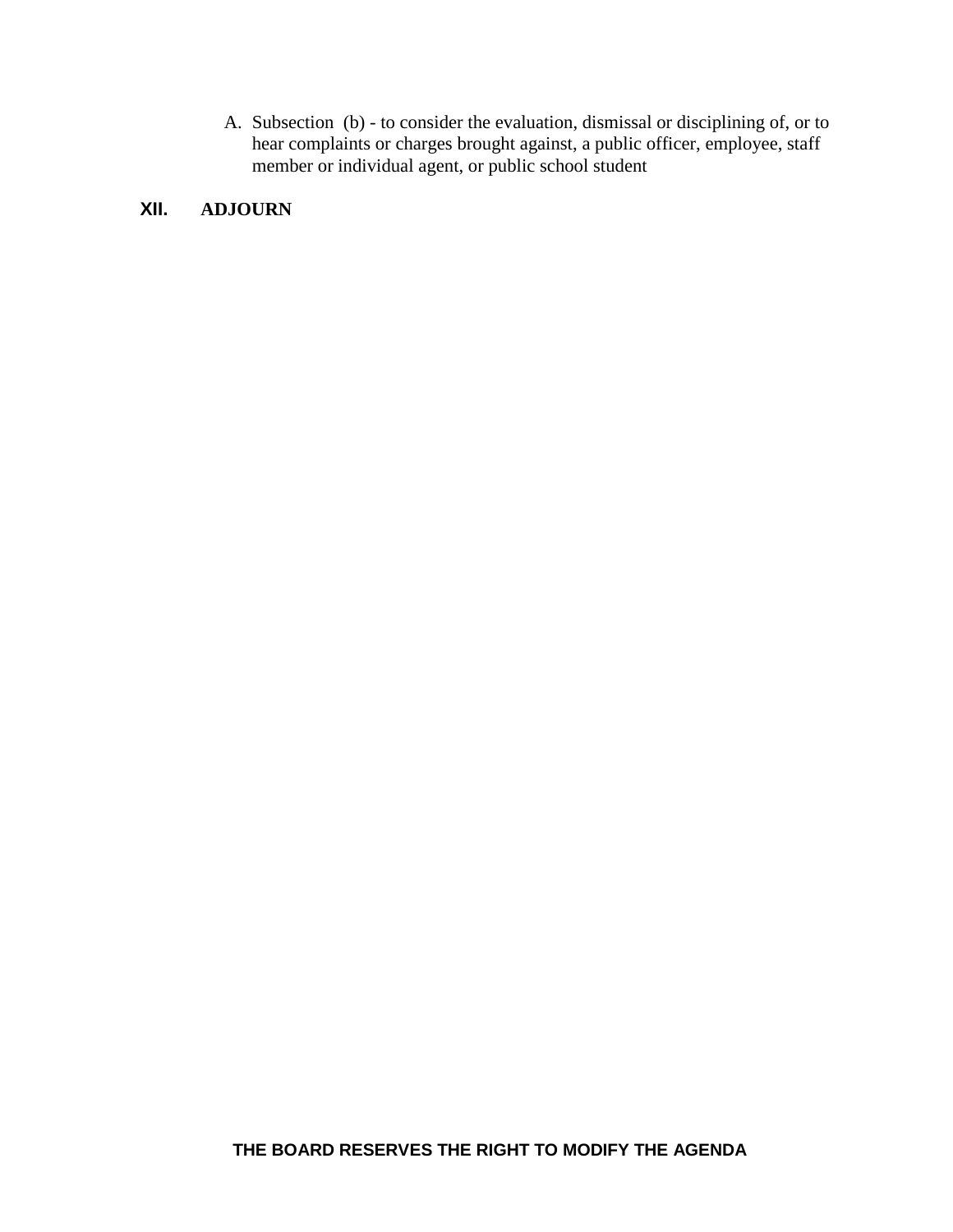A. Subsection  (b) - to consider the evaluation, dismissal or disciplining of, or to hear complaints or charges brought against, a public officer, employee, staff member or individual agent, or public school student

## XII. ADJOURN

**THE BOARD RESERVES THE RIGHT TO MODIFY THE AGENDA**